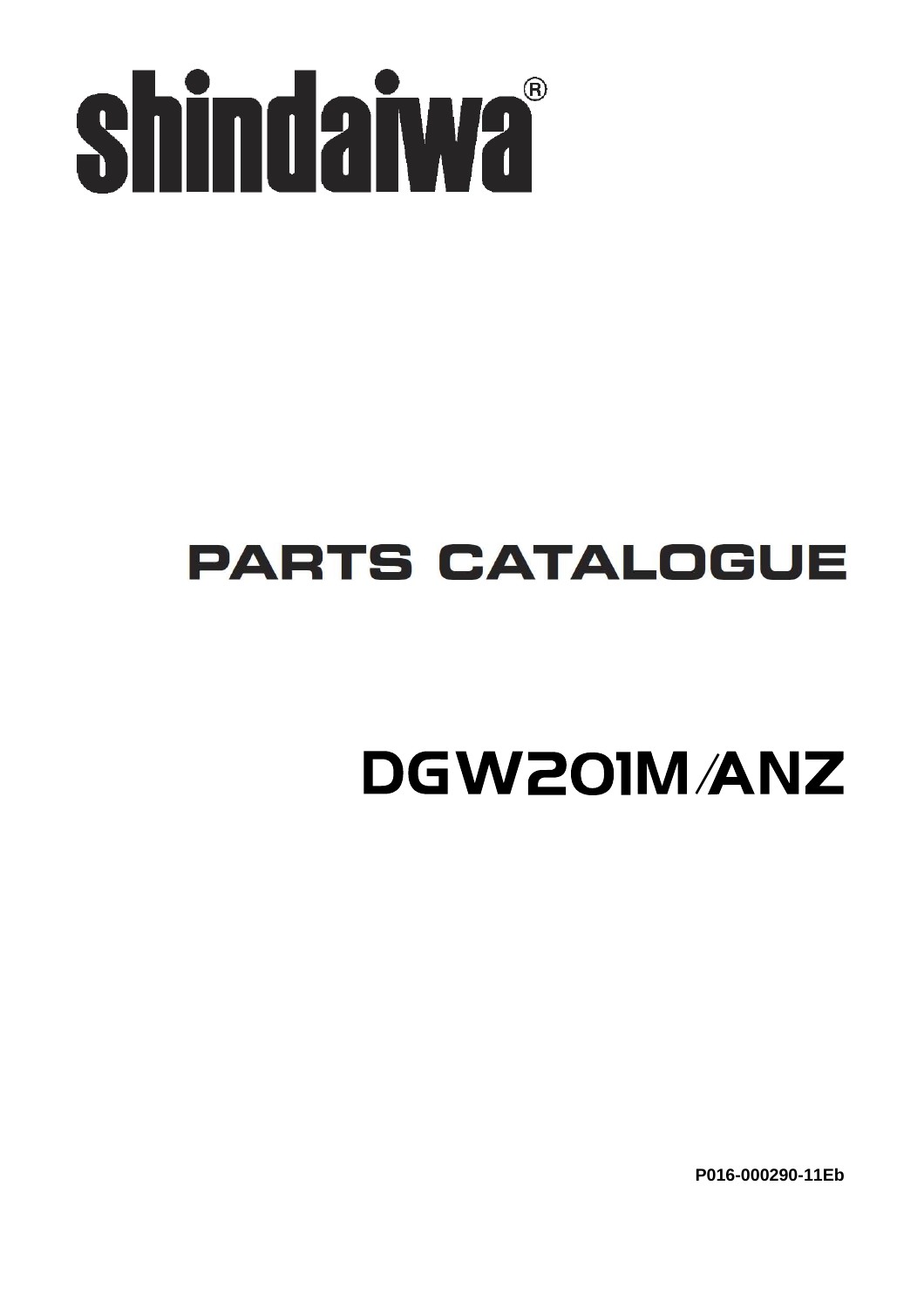# shindaiwa®

# PARTS CATALOGUE

# DGW201M/ANZ

**P016-000290-11Eb**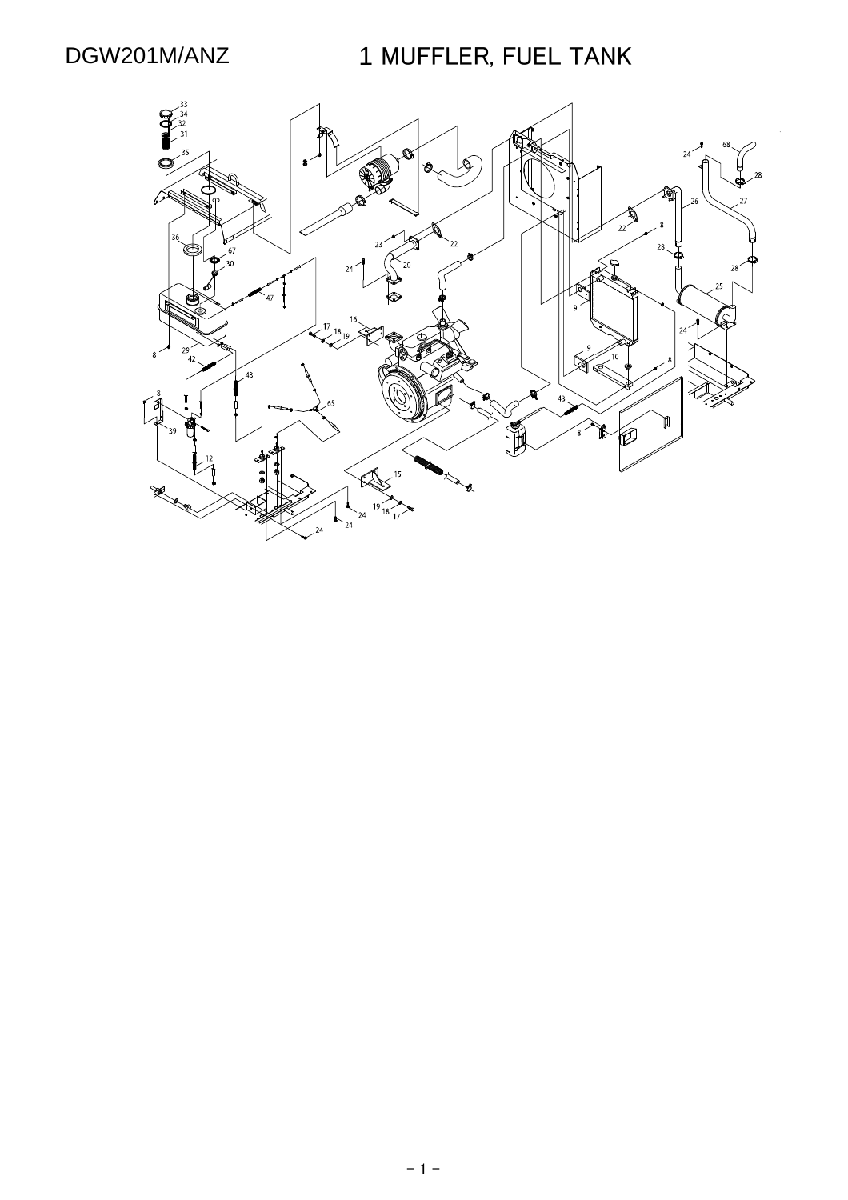DGW201M/ANZ

# 1 MUFFLER, FUEL TANK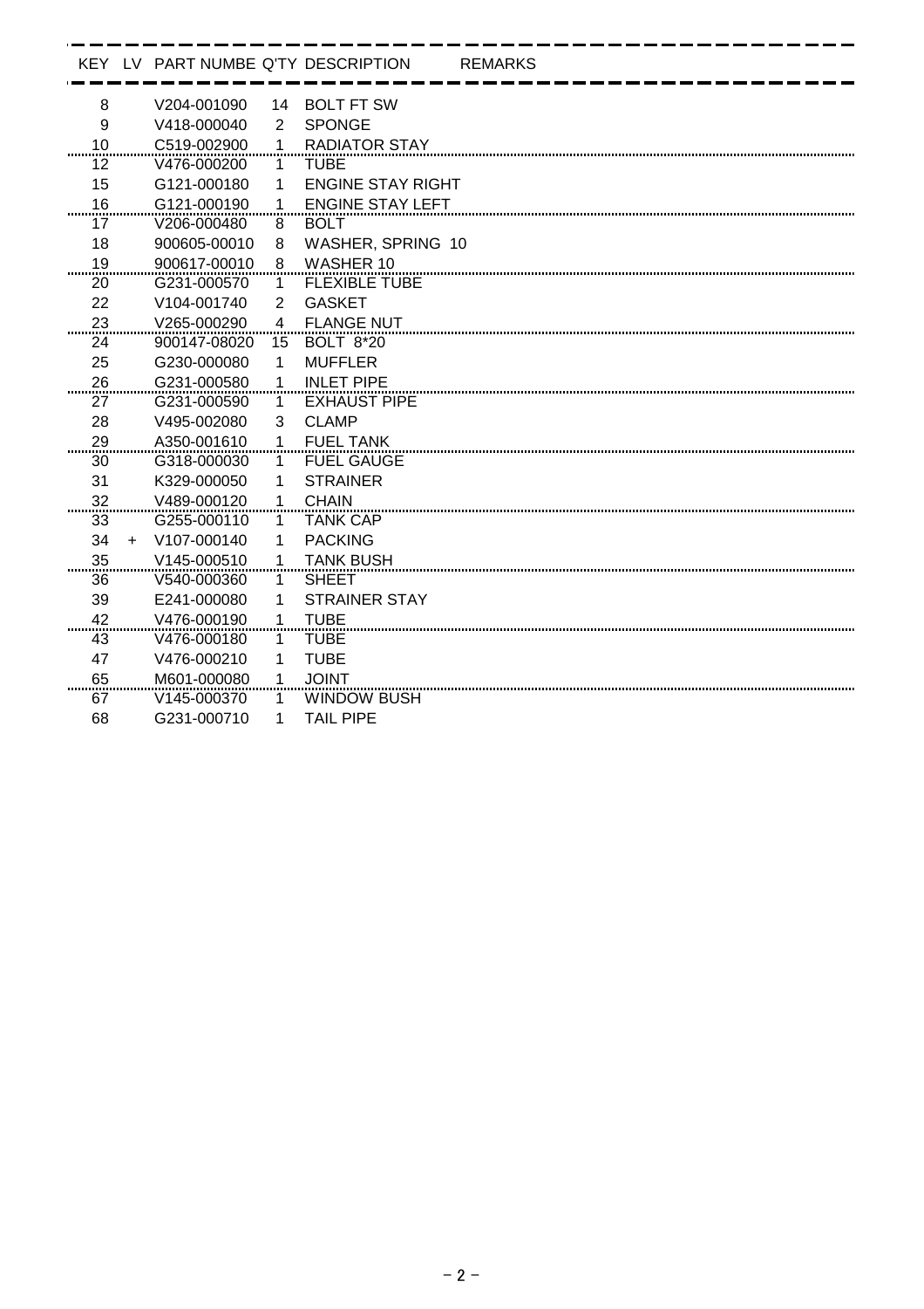| KEY | LV | PART NUMBE | Q'TY | DESCRIPTION | REMARKS |
|---|---|---|---|---|---|
| 8 | | V204-001090 | 14 | BOLT FT SW | |
| 9 | | V418-000040 | 2 | SPONGE | |
| 10 | | C519-002900 | 1 | RADIATOR STAY | |
| 12 | | V476-000200 | 1 | TUBE | |
| 15 | | G121-000180 | 1 | ENGINE STAY RIGHT | |
| 16 | | G121-000190 | 1 | ENGINE STAY LEFT | |
| 17 | | V206-000480 | 8 | BOLT | |
| 18 | | 900605-00010 | 8 | WASHER, SPRING 10 | |
| 19 | | 900617-00010 | 8 | WASHER 10 | |
| 20 | | G231-000570 | 1 | FLEXIBLE TUBE | |
| 22 | | V104-001740 | 2 | GASKET | |
| 23 | | V265-000290 | 4 | FLANGE NUT | |
| 24 | | 900147-08020 | 15 | BOLT 8*20 | |
| 25 | | G230-000080 | 1 | MUFFLER | |
| 26 | | G231-000580 | 1 | INLET PIPE | |
| 27 | | G231-000590 | 1 | EXHAUST PIPE | |
| 28 | | V495-002080 | 3 | CLAMP | |
| 29 | | A350-001610 | 1 | FUEL TANK | |
| 30 | | G318-000030 | 1 | FUEL GAUGE | |
| 31 | | K329-000050 | 1 | STRAINER | |
| 32 | | V489-000120 | 1 | CHAIN | |
| 33 | | G255-000110 | 1 | TANK CAP | |
| 34 | + | V107-000140 | 1 | PACKING | |
| 35 | | V145-000510 | 1 | TANK BUSH | |
| 36 | | V540-000360 | 1 | SHEET | |
| 39 | | E241-000080 | 1 | STRAINER STAY | |
| 42 | | V476-000190 | 1 | TUBE | |
| 43 | | V476-000180 | 1 | TUBE | |
| 47 | | V476-000210 | 1 | TUBE | |
| 65 | | M601-000080 | 1 | JOINT | |
| 67 | | V145-000370 | 1 | WINDOW BUSH | |
| 68 | | G231-000710 | 1 | TAIL PIPE | |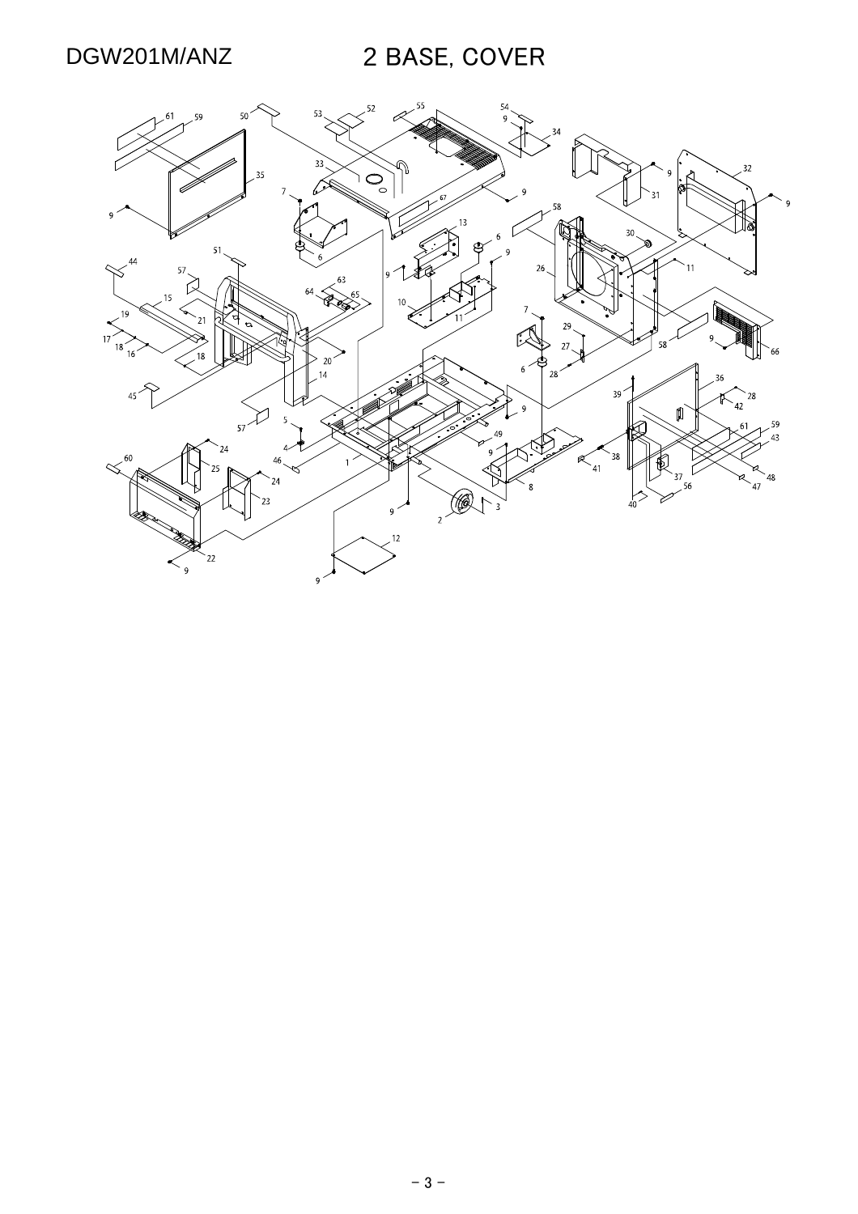DGW201M/ANZ

# 2 BASE, COVER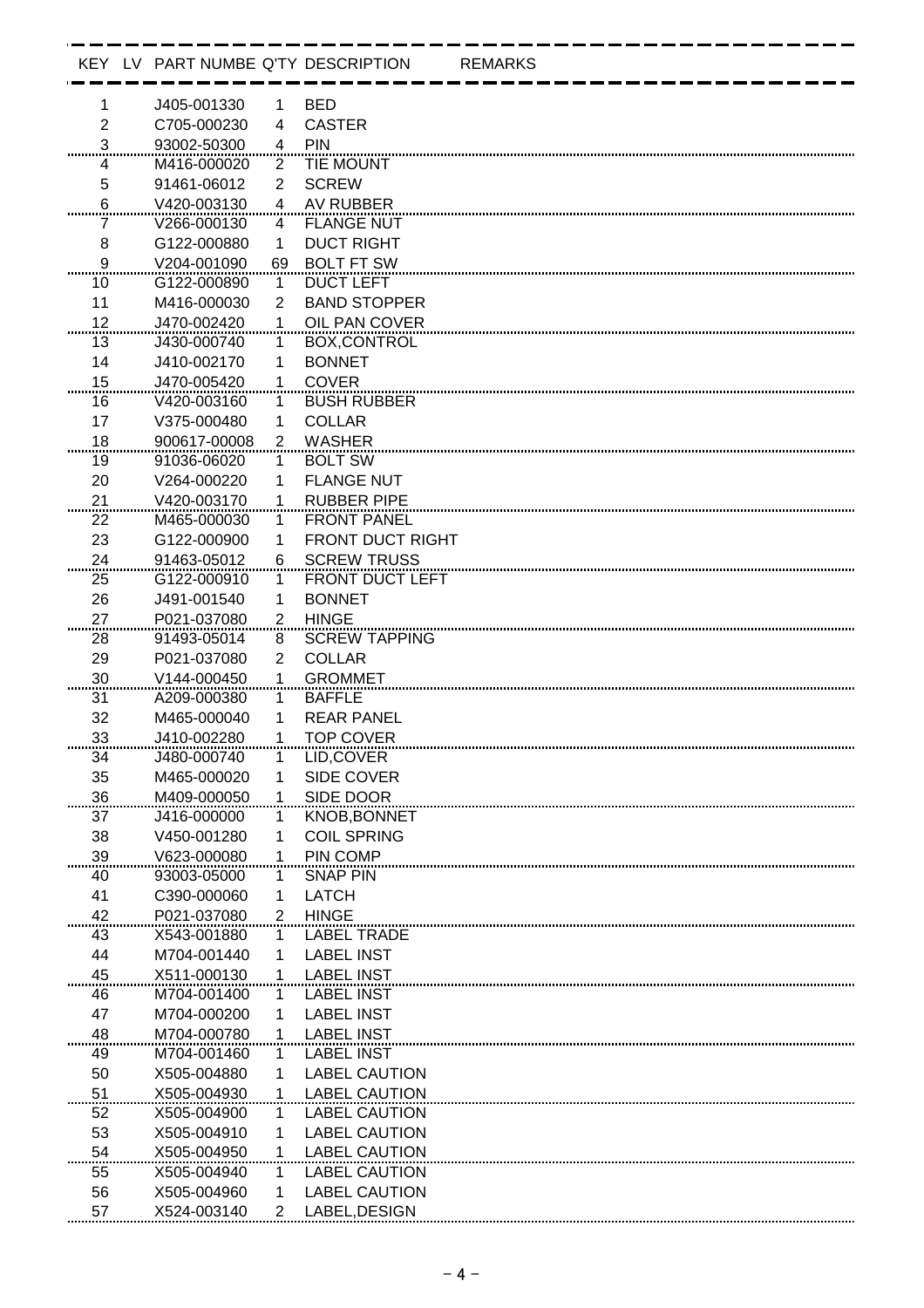| KEY | LV | PART NUMBE | Q'TY | DESCRIPTION | REMARKS |
|---|---|---|---|---|---|
| 1 | | J405-001330 | 1 | BED | |
| 2 | | C705-000230 | 4 | CASTER | |
| 3 | | 93002-50300 | 4 | PIN | |
| 4 | | M416-000020 | 2 | TIE MOUNT | |
| 5 | | 91461-06012 | 2 | SCREW | |
| 6 | | V420-003130 | 4 | AV RUBBER | |
| 7 | | V266-000130 | 4 | FLANGE NUT | |
| 8 | | G122-000880 | 1 | DUCT RIGHT | |
| 9 | | V204-001090 | 69 | BOLT FT SW | |
| 10 | | G122-000890 | 1 | DUCT LEFT | |
| 11 | | M416-000030 | 2 | BAND STOPPER | |
| 12 | | J470-002420 | 1 | OIL PAN COVER | |
| 13 | | J430-000740 | 1 | BOX,CONTROL | |
| 14 | | J410-002170 | 1 | BONNET | |
| 15 | | J470-005420 | 1 | COVER | |
| 16 | | V420-003160 | 1 | BUSH RUBBER | |
| 17 | | V375-000480 | 1 | COLLAR | |
| 18 | | 900617-00008 | 2 | WASHER | |
| 19 | | 91036-06020 | 1 | BOLT SW | |
| 20 | | V264-000220 | 1 | FLANGE NUT | |
| 21 | | V420-003170 | 1 | RUBBER PIPE | |
| 22 | | M465-000030 | 1 | FRONT PANEL | |
| 23 | | G122-000900 | 1 | FRONT DUCT RIGHT | |
| 24 | | 91463-05012 | 6 | SCREW TRUSS | |
| 25 | | G122-000910 | 1 | FRONT DUCT LEFT | |
| 26 | | J491-001540 | 1 | BONNET | |
| 27 | | P021-037080 | 2 | HINGE | |
| 28 | | 91493-05014 | 8 | SCREW TAPPING | |
| 29 | | P021-037080 | 2 | COLLAR | |
| 30 | | V144-000450 | 1 | GROMMET | |
| 31 | | A209-000380 | 1 | BAFFLE | |
| 32 | | M465-000040 | 1 | REAR PANEL | |
| 33 | | J410-002280 | 1 | TOP COVER | |
| 34 | | J480-000740 | 1 | LID,COVER | |
| 35 | | M465-000020 | 1 | SIDE COVER | |
| 36 | | M409-000050 | 1 | SIDE DOOR | |
| 37 | | J416-000000 | 1 | KNOB,BONNET | |
| 38 | | V450-001280 | 1 | COIL SPRING | |
| 39 | | V623-000080 | 1 | PIN COMP | |
| 40 | | 93003-05000 | 1 | SNAP PIN | |
| 41 | | C390-000060 | 1 | LATCH | |
| 42 | | P021-037080 | 2 | HINGE | |
| 43 | | X543-001880 | 1 | LABEL TRADE | |
| 44 | | M704-001440 | 1 | LABEL INST | |
| 45 | | X511-000130 | 1 | LABEL INST | |
| 46 | | M704-001400 | 1 | LABEL INST | |
| 47 | | M704-000200 | 1 | LABEL INST | |
| 48 | | M704-000780 | 1 | LABEL INST | |
| 49 | | M704-001460 | 1 | LABEL INST | |
| 50 | | X505-004880 | 1 | LABEL CAUTION | |
| 51 | | X505-004930 | 1 | LABEL CAUTION | |
| 52 | | X505-004900 | 1 | LABEL CAUTION | |
| 53 | | X505-004910 | 1 | LABEL CAUTION | |
| 54 | | X505-004950 | 1 | LABEL CAUTION | |
| 55 | | X505-004940 | 1 | LABEL CAUTION | |
| 56 | | X505-004960 | 1 | LABEL CAUTION | |
| 57 | | X524-003140 | 2 | LABEL,DESIGN | |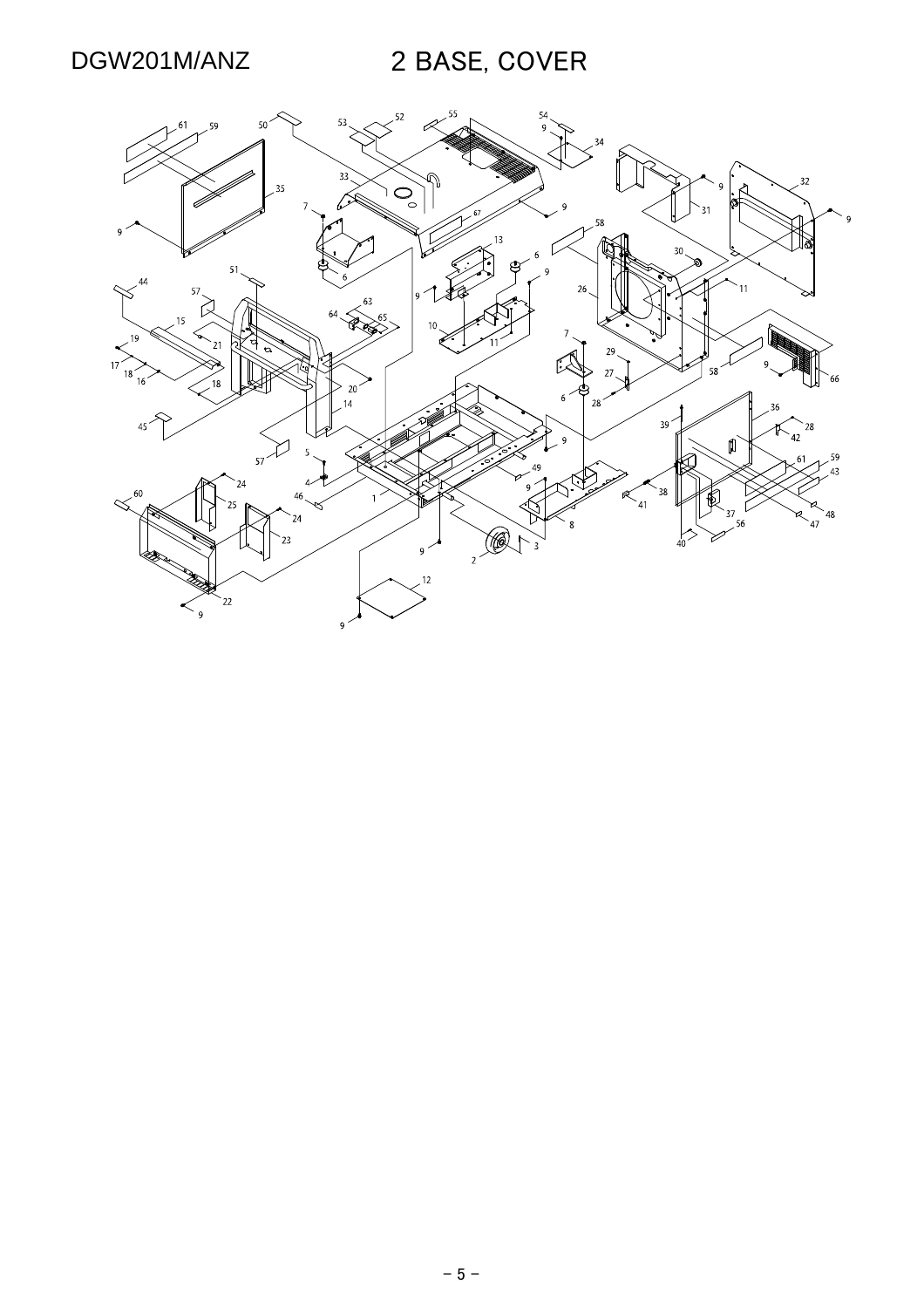DGW201M/ANZ

# 2 BASE, COVER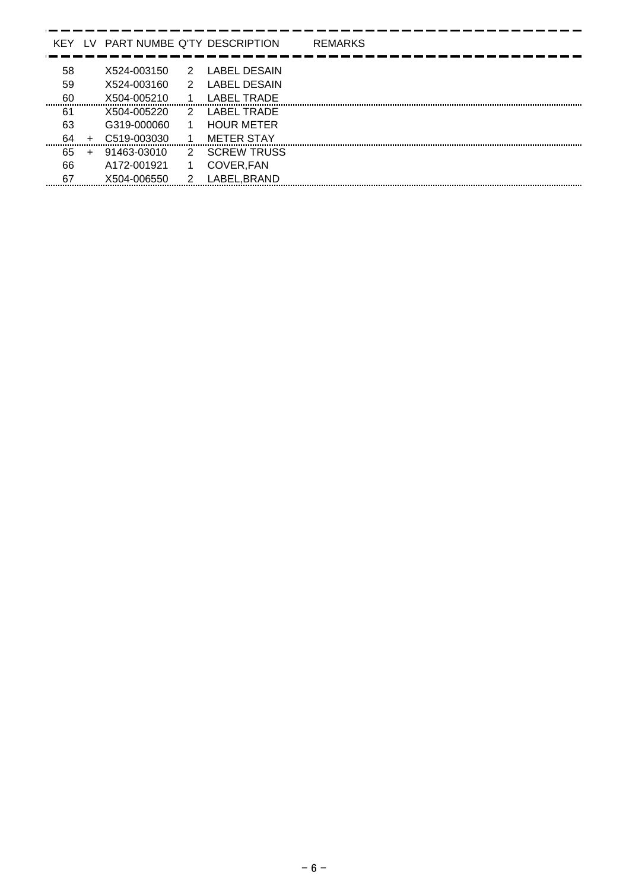| KEY | LV | PART NUMBE | Q'TY | DESCRIPTION | REMARKS |
|---|---|---|---|---|---|
| 58 | | X524-003150 | 2 | LABEL DESAIN | |
| 59 | | X524-003160 | 2 | LABEL DESAIN | |
| 60 | | X504-005210 | 1 | LABEL TRADE | |
| 61 | | X504-005220 | 2 | LABEL TRADE | |
| 63 | | G319-000060 | 1 | HOUR METER | |
| 64 | + | C519-003030 | 1 | METER STAY | |
| 65 | + | 91463-03010 | 2 | SCREW TRUSS | |
| 66 | | A172-001921 | 1 | COVER,FAN | |
| 67 | | X504-006550 | 2 | LABEL,BRAND | |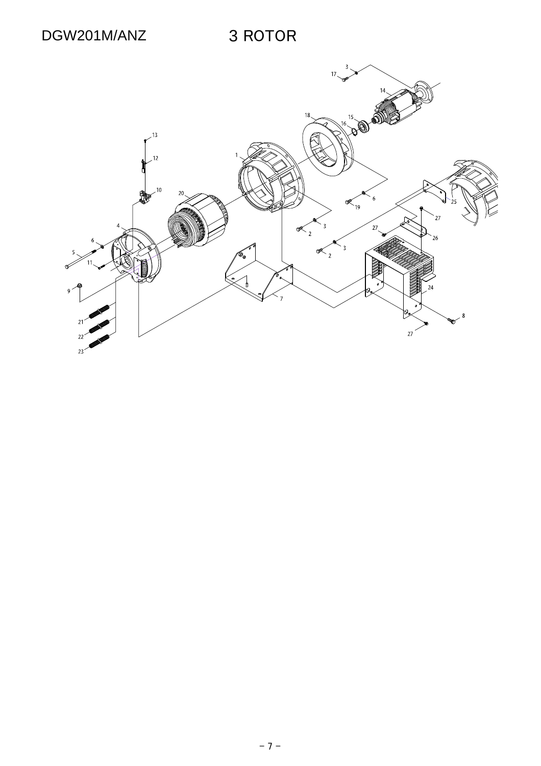DGW201M/ANZ

# 3 ROTOR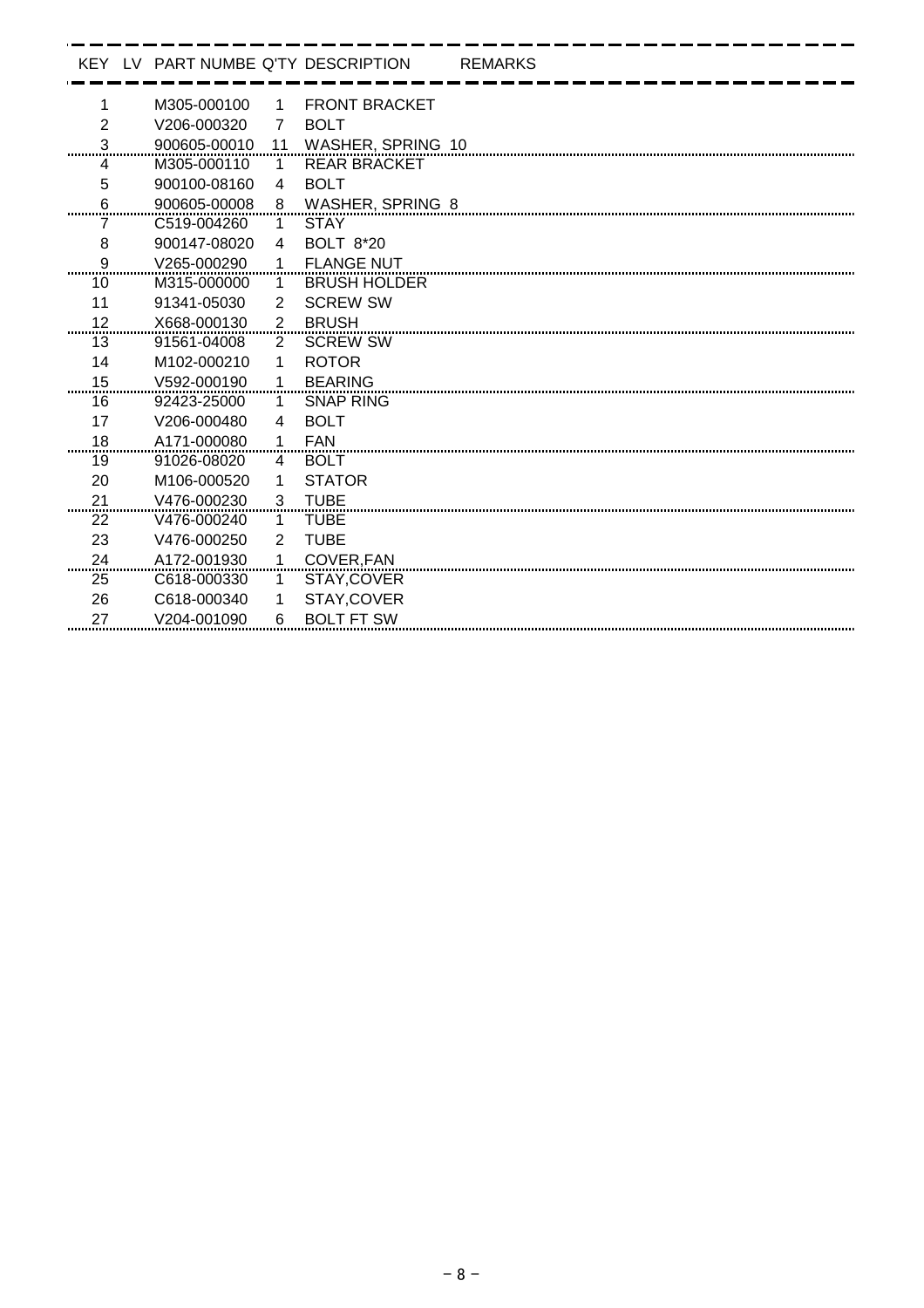| KEY | LV | PART NUMBE | Q'TY | DESCRIPTION | REMARKS |
|---|---|---|---|---|---|
| 1 | | M305-000100 | 1 | FRONT BRACKET | |
| 2 | | V206-000320 | 7 | BOLT | |
| 3 | | 900605-00010 | 11 | WASHER, SPRING 10 | |
| 4 | | M305-000110 | 1 | REAR BRACKET | |
| 5 | | 900100-08160 | 4 | BOLT | |
| 6 | | 900605-00008 | 8 | WASHER, SPRING 8 | |
| 7 | | C519-004260 | 1 | STAY | |
| 8 | | 900147-08020 | 4 | BOLT 8*20 | |
| 9 | | V265-000290 | 1 | FLANGE NUT | |
| 10 | | M315-000000 | 1 | BRUSH HOLDER | |
| 11 | | 91341-05030 | 2 | SCREW SW | |
| 12 | | X668-000130 | 2 | BRUSH | |
| 13 | | 91561-04008 | 2 | SCREW SW | |
| 14 | | M102-000210 | 1 | ROTOR | |
| 15 | | V592-000190 | 1 | BEARING | |
| 16 | | 92423-25000 | 1 | SNAP RING | |
| 17 | | V206-000480 | 4 | BOLT | |
| 18 | | A171-000080 | 1 | FAN | |
| 19 | | 91026-08020 | 4 | BOLT | |
| 20 | | M106-000520 | 1 | STATOR | |
| 21 | | V476-000230 | 3 | TUBE | |
| 22 | | V476-000240 | 1 | TUBE | |
| 23 | | V476-000250 | 2 | TUBE | |
| 24 | | A172-001930 | 1 | COVER,FAN | |
| 25 | | C618-000330 | 1 | STAY,COVER | |
| 26 | | C618-000340 | 1 | STAY,COVER | |
| 27 | | V204-001090 | 6 | BOLT FT SW | |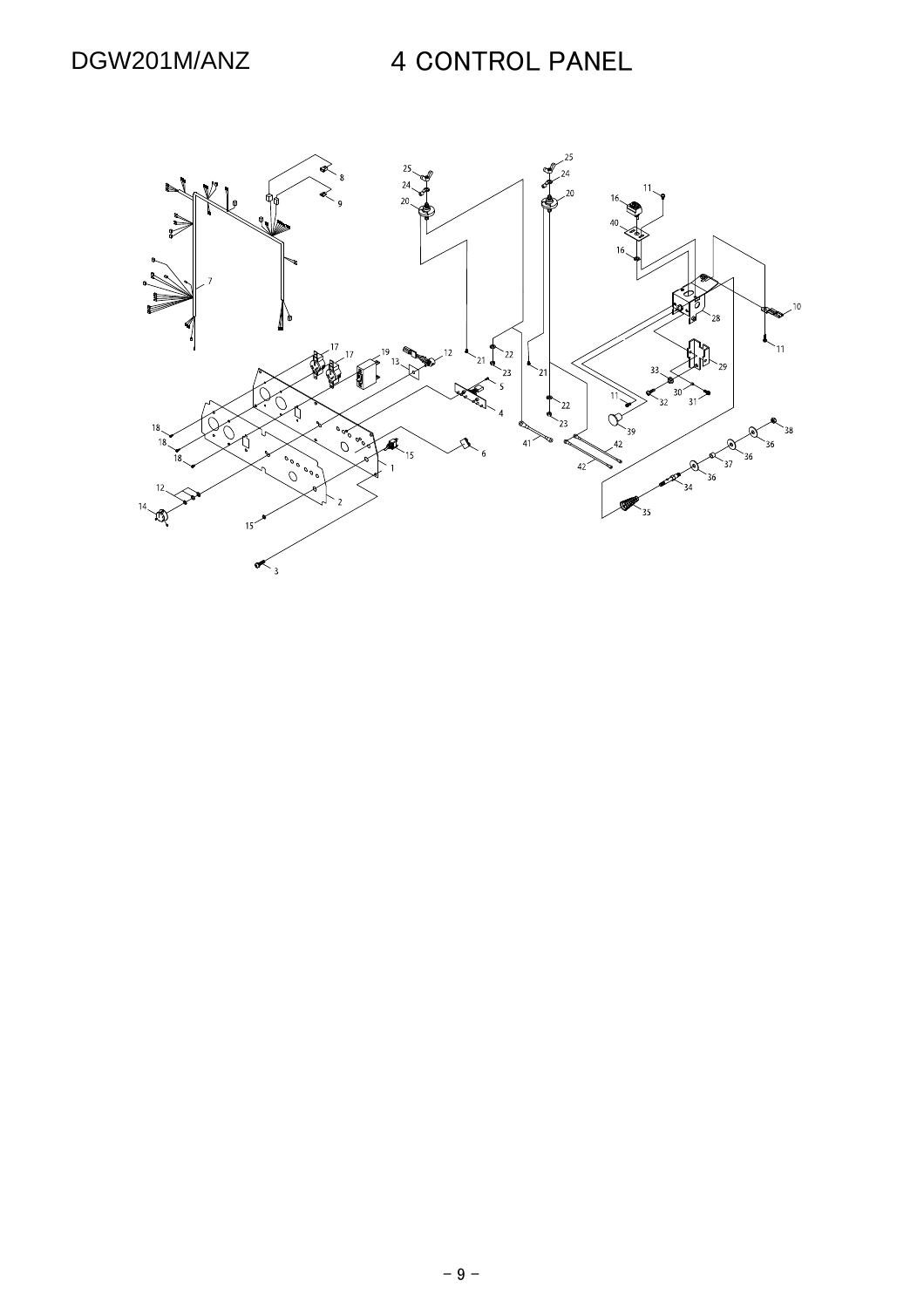DGW201M/ANZ

# 4 CONTROL PANEL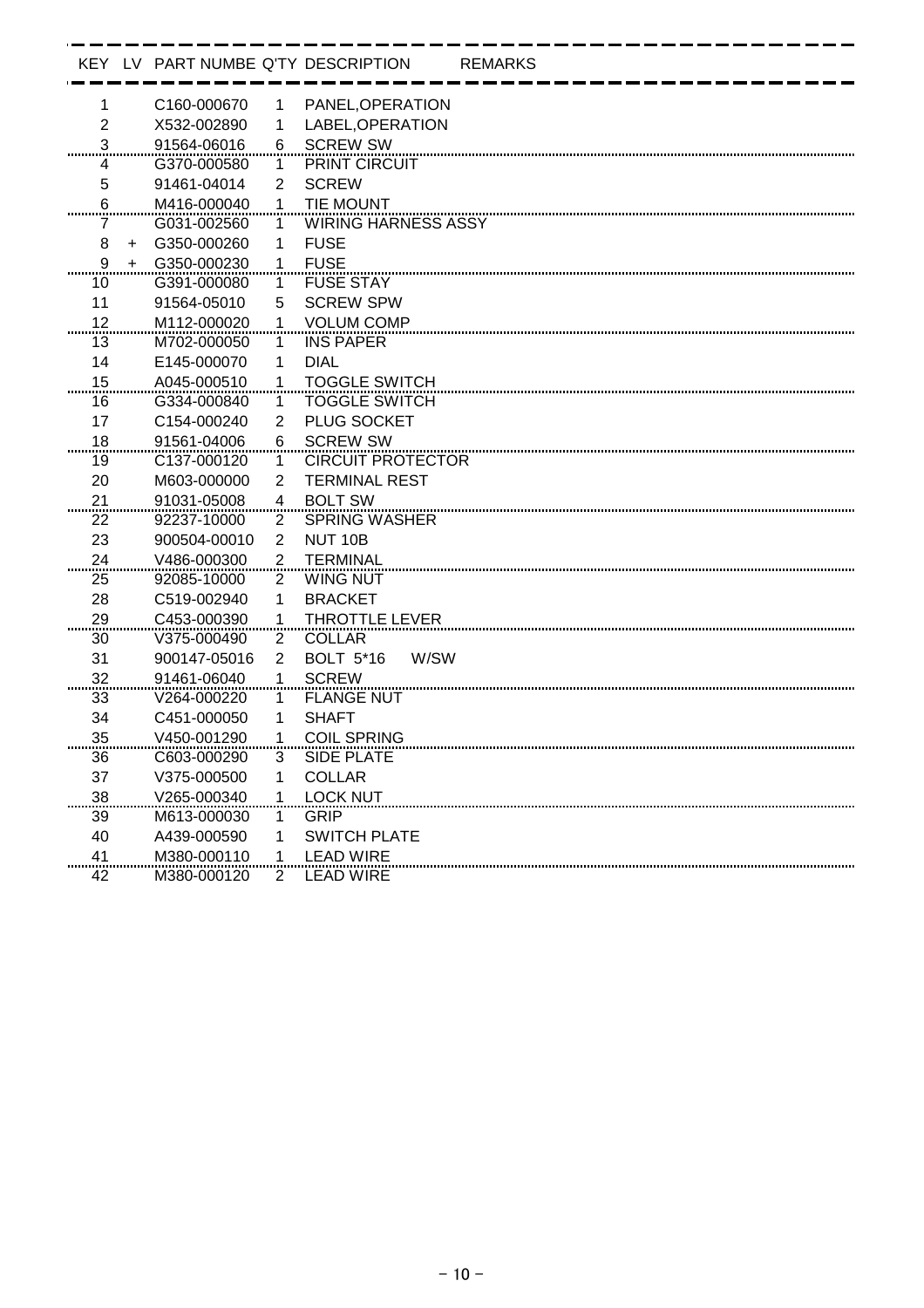| KEY | LV | PART NUMBE | Q'TY | DESCRIPTION | REMARKS |
|---|---|---|---|---|---|
| 1 | | C160-000670 | 1 | PANEL,OPERATION | |
| 2 | | X532-002890 | 1 | LABEL,OPERATION | |
| 3 | | 91564-06016 | 6 | SCREW SW | |
| 4 | | G370-000580 | 1 | PRINT CIRCUIT | |
| 5 | | 91461-04014 | 2 | SCREW | |
| 6 | | M416-000040 | 1 | TIE MOUNT | |
| 7 | | G031-002560 | 1 | WIRING HARNESS ASSY | |
| 8 | + | G350-000260 | 1 | FUSE | |
| 9 | + | G350-000230 | 1 | FUSE | |
| 10 | | G391-000080 | 1 | FUSE STAY | |
| 11 | | 91564-05010 | 5 | SCREW SPW | |
| 12 | | M112-000020 | 1 | VOLUM COMP | |
| 13 | | M702-000050 | 1 | INS PAPER | |
| 14 | | E145-000070 | 1 | DIAL | |
| 15 | | A045-000510 | 1 | TOGGLE SWITCH | |
| 16 | | G334-000840 | 1 | TOGGLE SWITCH | |
| 17 | | C154-000240 | 2 | PLUG SOCKET | |
| 18 | | 91561-04006 | 6 | SCREW SW | |
| 19 | | C137-000120 | 1 | CIRCUIT PROTECTOR | |
| 20 | | M603-000000 | 2 | TERMINAL REST | |
| 21 | | 91031-05008 | 4 | BOLT SW | |
| 22 | | 92237-10000 | 2 | SPRING WASHER | |
| 23 | | 900504-00010 | 2 | NUT 10B | |
| 24 | | V486-000300 | 2 | TERMINAL | |
| 25 | | 92085-10000 | 2 | WING NUT | |
| 28 | | C519-002940 | 1 | BRACKET | |
| 29 | | C453-000390 | 1 | THROTTLE LEVER | |
| 30 | | V375-000490 | 2 | COLLAR | |
| 31 | | 900147-05016 | 2 | BOLT 5*16 W/SW | |
| 32 | | 91461-06040 | 1 | SCREW | |
| 33 | | V264-000220 | 1 | FLANGE NUT | |
| 34 | | C451-000050 | 1 | SHAFT | |
| 35 | | V450-001290 | 1 | COIL SPRING | |
| 36 | | C603-000290 | 3 | SIDE PLATE | |
| 37 | | V375-000500 | 1 | COLLAR | |
| 38 | | V265-000340 | 1 | LOCK NUT | |
| 39 | | M613-000030 | 1 | GRIP | |
| 40 | | A439-000590 | 1 | SWITCH PLATE | |
| 41 | | M380-000110 | 1 | LEAD WIRE | |
| 42 | | M380-000120 | 2 | LEAD WIRE | |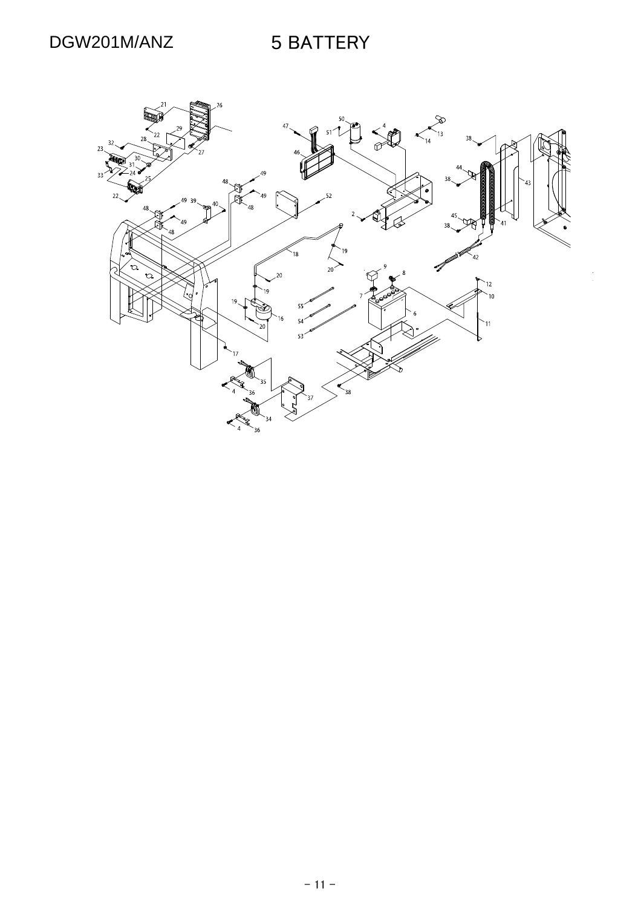DGW201M/ANZ

# 5 BATTERY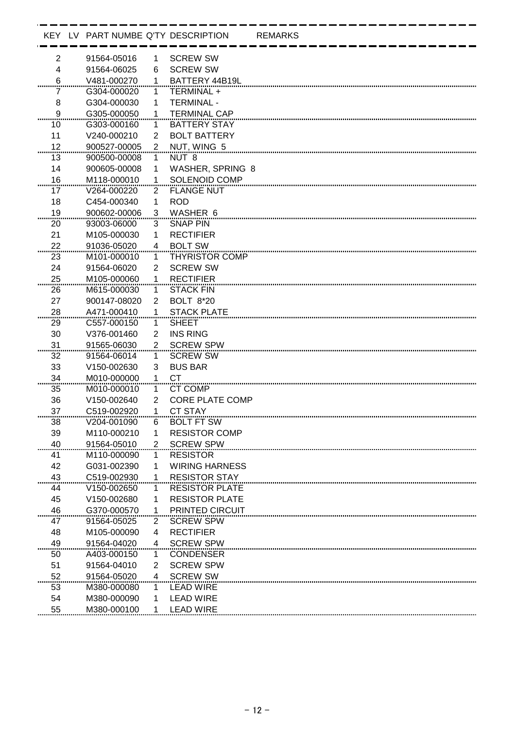| KEY | LV | PART NUMBE | Q'TY | DESCRIPTION | REMARKS |
|---|---|---|---|---|---|
| 2 | | 91564-05016 | 1 | SCREW SW | |
| 4 | | 91564-06025 | 6 | SCREW SW | |
| 6 | | V481-000270 | 1 | BATTERY 44B19L | |
| 7 | | G304-000020 | 1 | TERMINAL + | |
| 8 | | G304-000030 | 1 | TERMINAL - | |
| 9 | | G305-000050 | 1 | TERMINAL CAP | |
| 10 | | G303-000160 | 1 | BATTERY STAY | |
| 11 | | V240-000210 | 2 | BOLT BATTERY | |
| 12 | | 900527-00005 | 2 | NUT, WING 5 | |
| 13 | | 900500-00008 | 1 | NUT 8 | |
| 14 | | 900605-00008 | 1 | WASHER, SPRING 8 | |
| 16 | | M118-000010 | 1 | SOLENOID COMP | |
| 17 | | V264-000220 | 2 | FLANGE NUT | |
| 18 | | C454-000340 | 1 | ROD | |
| 19 | | 900602-00006 | 3 | WASHER 6 | |
| 20 | | 93003-06000 | 3 | SNAP PIN | |
| 21 | | M105-000030 | 1 | RECTIFIER | |
| 22 | | 91036-05020 | 4 | BOLT SW | |
| 23 | | M101-000010 | 1 | THYRISTOR COMP | |
| 24 | | 91564-06020 | 2 | SCREW SW | |
| 25 | | M105-000060 | 1 | RECTIFIER | |
| 26 | | M615-000030 | 1 | STACK FIN | |
| 27 | | 900147-08020 | 2 | BOLT 8*20 | |
| 28 | | A471-000410 | 1 | STACK PLATE | |
| 29 | | C557-000150 | 1 | SHEET | |
| 30 | | V376-001460 | 2 | INS RING | |
| 31 | | 91565-06030 | 2 | SCREW SPW | |
| 32 | | 91564-06014 | 1 | SCREW SW | |
| 33 | | V150-002630 | 3 | BUS BAR | |
| 34 | | M010-000000 | 1 | CT | |
| 35 | | M010-000010 | 1 | CT COMP | |
| 36 | | V150-002640 | 2 | CORE PLATE COMP | |
| 37 | | C519-002920 | 1 | CT STAY | |
| 38 | | V204-001090 | 6 | BOLT FT SW | |
| 39 | | M110-000210 | 1 | RESISTOR COMP | |
| 40 | | 91564-05010 | 2 | SCREW SPW | |
| 41 | | M110-000090 | 1 | RESISTOR | |
| 42 | | G031-002390 | 1 | WIRING HARNESS | |
| 43 | | C519-002930 | 1 | RESISTOR STAY | |
| 44 | | V150-002650 | 1 | RESISTOR PLATE | |
| 45 | | V150-002680 | 1 | RESISTOR PLATE | |
| 46 | | G370-000570 | 1 | PRINTED CIRCUIT | |
| 47 | | 91564-05025 | 2 | SCREW SPW | |
| 48 | | M105-000090 | 4 | RECTIFIER | |
| 49 | | 91564-04020 | 4 | SCREW SPW | |
| 50 | | A403-000150 | 1 | CONDENSER | |
| 51 | | 91564-04010 | 2 | SCREW SPW | |
| 52 | | 91564-05020 | 4 | SCREW SW | |
| 53 | | M380-000080 | 1 | LEAD WIRE | |
| 54 | | M380-000090 | 1 | LEAD WIRE | |
| 55 | | M380-000100 | 1 | LEAD WIRE | |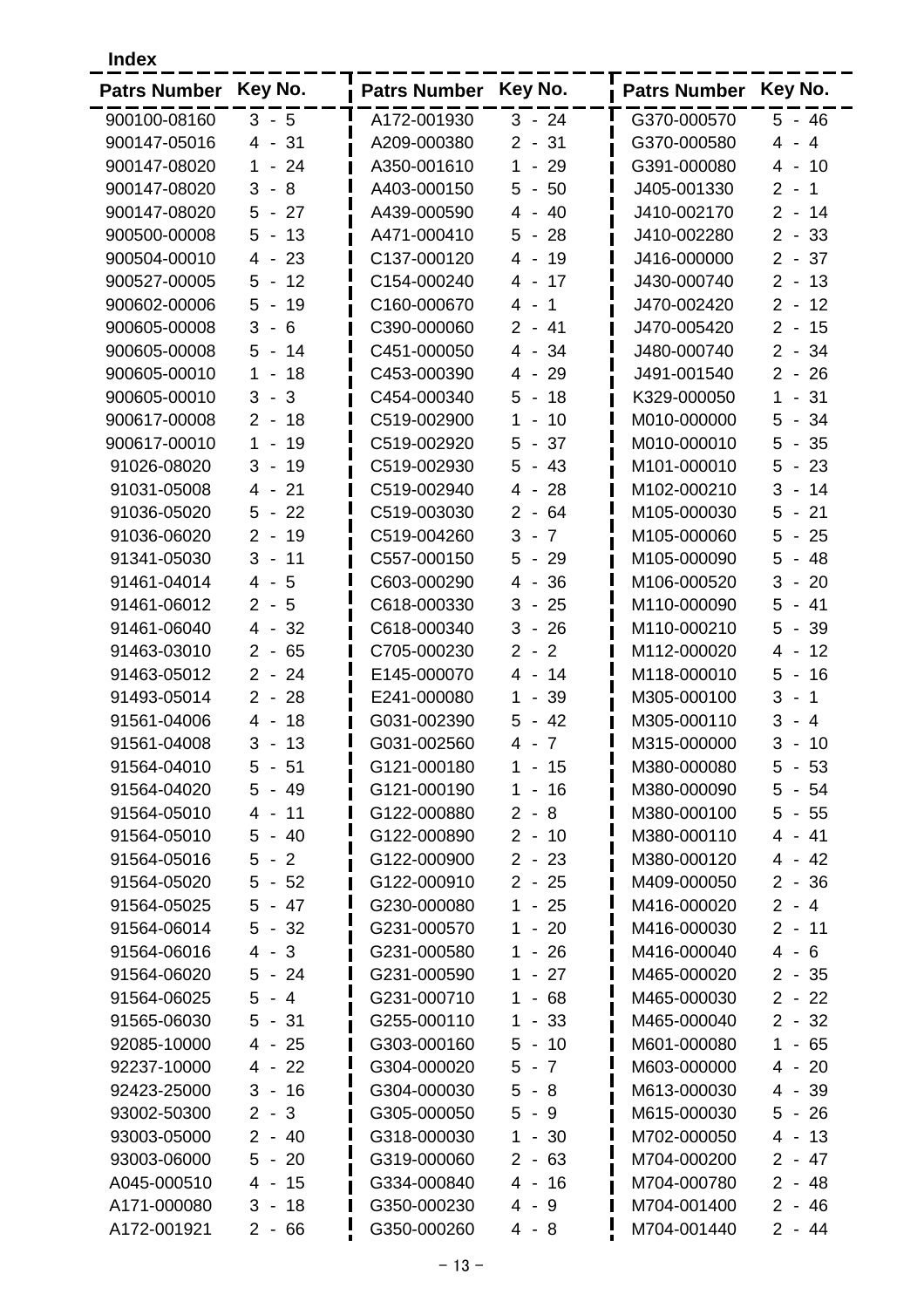**Index**

| Patrs Number | Key No. | Patrs Number | Key No. | Patrs Number | Key No. |
|---|---|---|---|---|---|
| 900100-08160 | 3 - 5 | A172-001930 | 3 - 24 | G370-000570 | 5 - 46 |
| 900147-05016 | 4 - 31 | A209-000380 | 2 - 31 | G370-000580 | 4 - 4 |
| 900147-08020 | 1 - 24 | A350-001610 | 1 - 29 | G391-000080 | 4 - 10 |
| 900147-08020 | 3 - 8 | A403-000150 | 5 - 50 | J405-001330 | 2 - 1 |
| 900147-08020 | 5 - 27 | A439-000590 | 4 - 40 | J410-002170 | 2 - 14 |
| 900500-00008 | 5 - 13 | A471-000410 | 5 - 28 | J410-002280 | 2 - 33 |
| 900504-00010 | 4 - 23 | C137-000120 | 4 - 19 | J416-000000 | 2 - 37 |
| 900527-00005 | 5 - 12 | C154-000240 | 4 - 17 | J430-000740 | 2 - 13 |
| 900602-00006 | 5 - 19 | C160-000670 | 4 - 1 | J470-002420 | 2 - 12 |
| 900605-00008 | 3 - 6 | C390-000060 | 2 - 41 | J470-005420 | 2 - 15 |
| 900605-00008 | 5 - 14 | C451-000050 | 4 - 34 | J480-000740 | 2 - 34 |
| 900605-00010 | 1 - 18 | C453-000390 | 4 - 29 | J491-001540 | 2 - 26 |
| 900605-00010 | 3 - 3 | C454-000340 | 5 - 18 | K329-000050 | 1 - 31 |
| 900617-00008 | 2 - 18 | C519-002900 | 1 - 10 | M010-000000 | 5 - 34 |
| 900617-00010 | 1 - 19 | C519-002920 | 5 - 37 | M010-000010 | 5 - 35 |
| 91026-08020 | 3 - 19 | C519-002930 | 5 - 43 | M101-000010 | 5 - 23 |
| 91031-05008 | 4 - 21 | C519-002940 | 4 - 28 | M102-000210 | 3 - 14 |
| 91036-05020 | 5 - 22 | C519-003030 | 2 - 64 | M105-000030 | 5 - 21 |
| 91036-06020 | 2 - 19 | C519-004260 | 3 - 7 | M105-000060 | 5 - 25 |
| 91341-05030 | 3 - 11 | C557-000150 | 5 - 29 | M105-000090 | 5 - 48 |
| 91461-04014 | 4 - 5 | C603-000290 | 4 - 36 | M106-000520 | 3 - 20 |
| 91461-06012 | 2 - 5 | C618-000330 | 3 - 25 | M110-000090 | 5 - 41 |
| 91461-06040 | 4 - 32 | C618-000340 | 3 - 26 | M110-000210 | 5 - 39 |
| 91463-03010 | 2 - 65 | C705-000230 | 2 - 2 | M112-000020 | 4 - 12 |
| 91463-05012 | 2 - 24 | E145-000070 | 4 - 14 | M118-000010 | 5 - 16 |
| 91493-05014 | 2 - 28 | E241-000080 | 1 - 39 | M305-000100 | 3 - 1 |
| 91561-04006 | 4 - 18 | G031-002390 | 5 - 42 | M305-000110 | 3 - 4 |
| 91561-04008 | 3 - 13 | G031-002560 | 4 - 7 | M315-000000 | 3 - 10 |
| 91564-04010 | 5 - 51 | G121-000180 | 1 - 15 | M380-000080 | 5 - 53 |
| 91564-04020 | 5 - 49 | G121-000190 | 1 - 16 | M380-000090 | 5 - 54 |
| 91564-05010 | 4 - 11 | G122-000880 | 2 - 8 | M380-000100 | 5 - 55 |
| 91564-05010 | 5 - 40 | G122-000890 | 2 - 10 | M380-000110 | 4 - 41 |
| 91564-05016 | 5 - 2 | G122-000900 | 2 - 23 | M380-000120 | 4 - 42 |
| 91564-05020 | 5 - 52 | G122-000910 | 2 - 25 | M409-000050 | 2 - 36 |
| 91564-05025 | 5 - 47 | G230-000080 | 1 - 25 | M416-000020 | 2 - 4 |
| 91564-06014 | 5 - 32 | G231-000570 | 1 - 20 | M416-000030 | 2 - 11 |
| 91564-06016 | 4 - 3 | G231-000580 | 1 - 26 | M416-000040 | 4 - 6 |
| 91564-06020 | 5 - 24 | G231-000590 | 1 - 27 | M465-000020 | 2 - 35 |
| 91564-06025 | 5 - 4 | G231-000710 | 1 - 68 | M465-000030 | 2 - 22 |
| 91565-06030 | 5 - 31 | G255-000110 | 1 - 33 | M465-000040 | 2 - 32 |
| 92085-10000 | 4 - 25 | G303-000160 | 5 - 10 | M601-000080 | 1 - 65 |
| 92237-10000 | 4 - 22 | G304-000020 | 5 - 7 | M603-000000 | 4 - 20 |
| 92423-25000 | 3 - 16 | G304-000030 | 5 - 8 | M613-000030 | 4 - 39 |
| 93002-50300 | 2 - 3 | G305-000050 | 5 - 9 | M615-000030 | 5 - 26 |
| 93003-05000 | 2 - 40 | G318-000030 | 1 - 30 | M702-000050 | 4 - 13 |
| 93003-06000 | 5 - 20 | G319-000060 | 2 - 63 | M704-000200 | 2 - 47 |
| A045-000510 | 4 - 15 | G334-000840 | 4 - 16 | M704-000780 | 2 - 48 |
| A171-000080 | 3 - 18 | G350-000230 | 4 - 9 | M704-001400 | 2 - 46 |
| A172-001921 | 2 - 66 | G350-000260 | 4 - 8 | M704-001440 | 2 - 44 |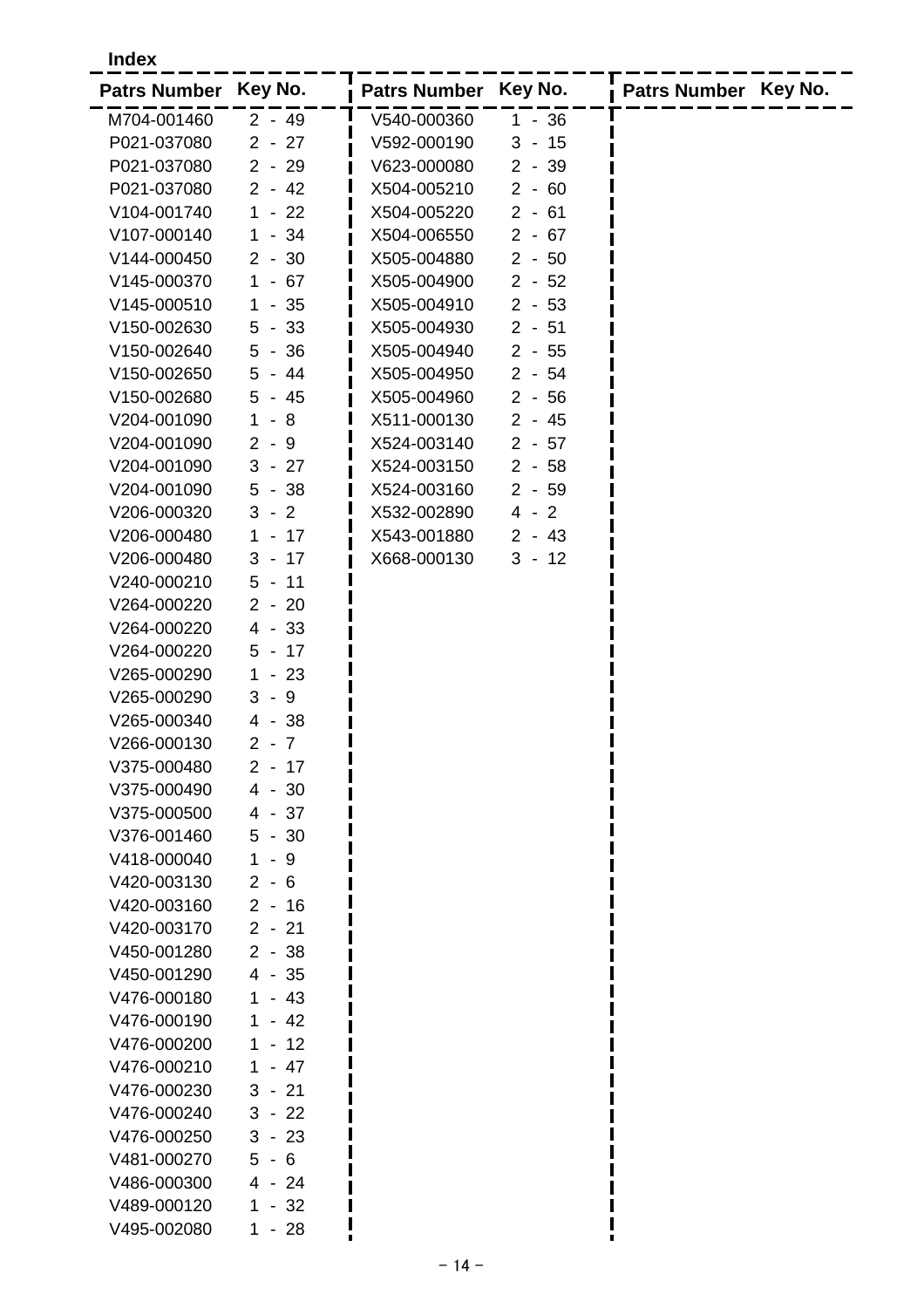**Index**

| Patrs Number | Key No. |
|---|---|
| M704-001460 | 2 - 49 |
| P021-037080 | 2 - 27 |
| P021-037080 | 2 - 29 |
| P021-037080 | 2 - 42 |
| V104-001740 | 1 - 22 |
| V107-000140 | 1 - 34 |
| V144-000450 | 2 - 30 |
| V145-000370 | 1 - 67 |
| V145-000510 | 1 - 35 |
| V150-002630 | 5 - 33 |
| V150-002640 | 5 - 36 |
| V150-002650 | 5 - 44 |
| V150-002680 | 5 - 45 |
| V204-001090 | 1 - 8 |
| V204-001090 | 2 - 9 |
| V204-001090 | 3 - 27 |
| V204-001090 | 5 - 38 |
| V206-000320 | 3 - 2 |
| V206-000480 | 1 - 17 |
| V206-000480 | 3 - 17 |
| V240-000210 | 5 - 11 |
| V264-000220 | 2 - 20 |
| V264-000220 | 4 - 33 |
| V264-000220 | 5 - 17 |
| V265-000290 | 1 - 23 |
| V265-000290 | 3 - 9 |
| V265-000340 | 4 - 38 |
| V266-000130 | 2 - 7 |
| V375-000480 | 2 - 17 |
| V375-000490 | 4 - 30 |
| V375-000500 | 4 - 37 |
| V376-001460 | 5 - 30 |
| V418-000040 | 1 - 9 |
| V420-003130 | 2 - 6 |
| V420-003160 | 2 - 16 |
| V420-003170 | 2 - 21 |
| V450-001280 | 2 - 38 |
| V450-001290 | 4 - 35 |
| V476-000180 | 1 - 43 |
| V476-000190 | 1 - 42 |
| V476-000200 | 1 - 12 |
| V476-000210 | 1 - 47 |
| V476-000230 | 3 - 21 |
| V476-000240 | 3 - 22 |
| V476-000250 | 3 - 23 |
| V481-000270 | 5 - 6 |
| V486-000300 | 4 - 24 |
| V489-000120 | 1 - 32 |
| V495-002080 | 1 - 28 |
| V540-000360 | 1 - 36 |
| V592-000190 | 3 - 15 |
| V623-000080 | 2 - 39 |
| X504-005210 | 2 - 60 |
| X504-005220 | 2 - 61 |
| X504-006550 | 2 - 67 |
| X505-004880 | 2 - 50 |
| X505-004900 | 2 - 52 |
| X505-004910 | 2 - 53 |
| X505-004930 | 2 - 51 |
| X505-004940 | 2 - 55 |
| X505-004950 | 2 - 54 |
| X505-004960 | 2 - 56 |
| X511-000130 | 2 - 45 |
| X524-003140 | 2 - 57 |
| X524-003150 | 2 - 58 |
| X524-003160 | 2 - 59 |
| X532-002890 | 4 - 2 |
| X543-001880 | 2 - 43 |
| X668-000130 | 3 - 12 |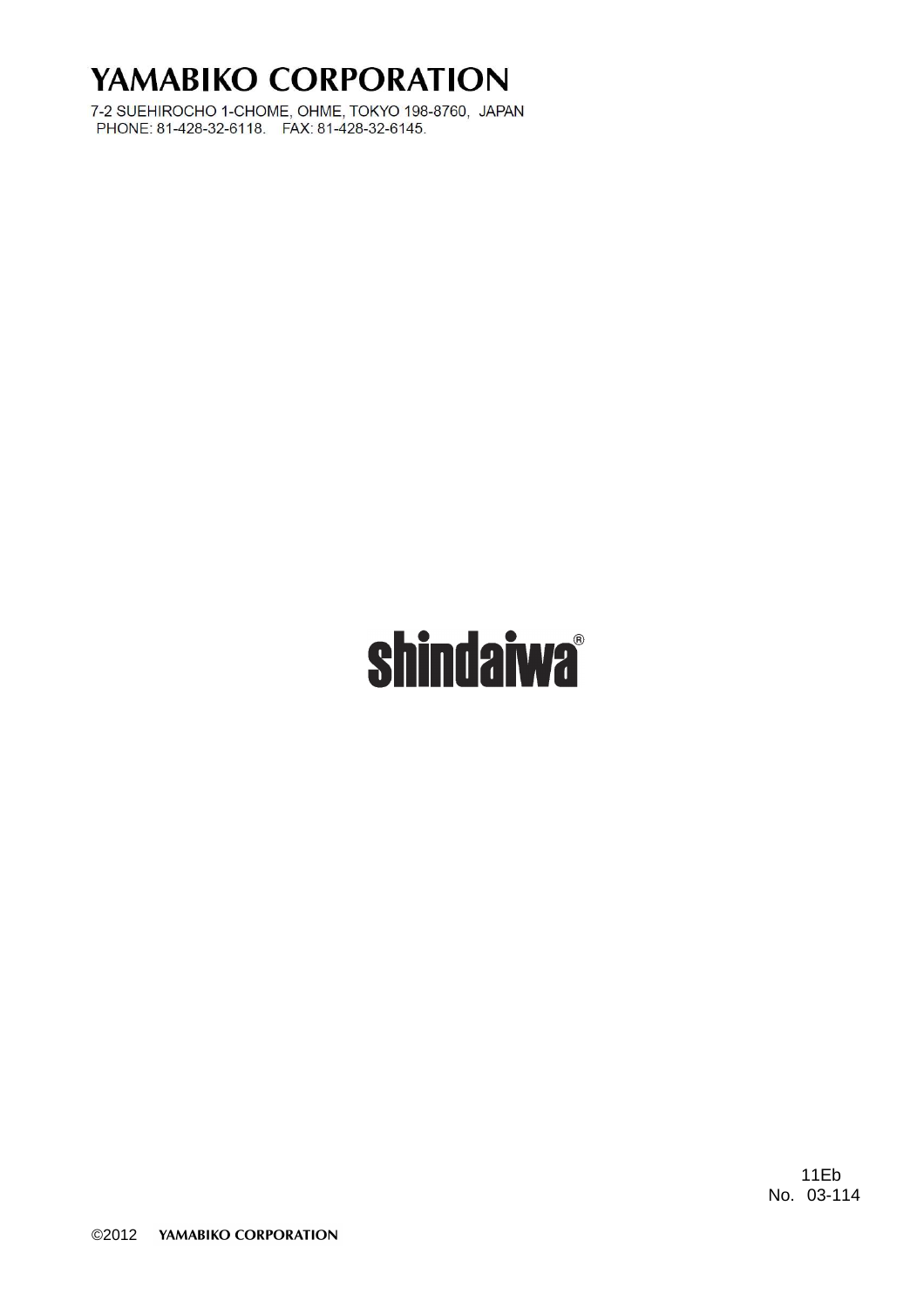# YAMABIKO CORPORATION

7-2 SUEHIROCHO 1-CHOME, OHME, TOKYO 198-8760, JAPAN
PHONE: 81-428-32-6118. FAX: 81-428-32-6145.

shindaiwa®

11Eb
No. 03-114

©2012 YAMABIKO CORPORATION